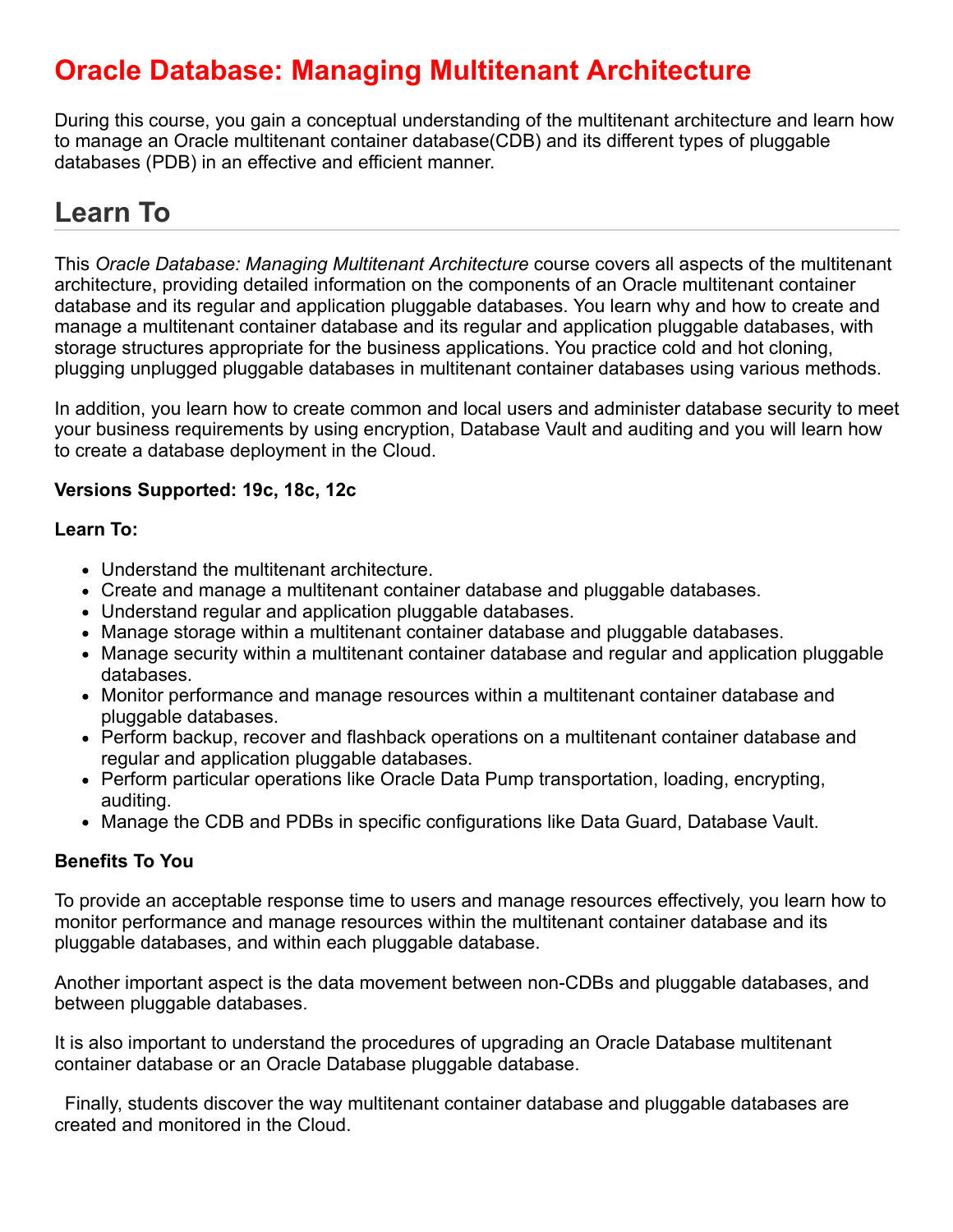# Oracle Database: Managing Multitenant Architecture

During this course, you gain a conceptual understanding of the multitenant architecture and learn how to manage an Oracle multitenant container database(CDB) and its different types of pluggable databases (PDB) in an effective and efficient manner.

## Learn To

This *Oracle Database: Managing Multitenant Architecture* course covers all aspects of the multitenant architecture, providing detailed information on the components of an Oracle multitenant container database and its regular and application pluggable databases. You learn why and how to create and manage a multitenant container database and its regular and application pluggable databases, with storage structures appropriate for the business applications. You practice cold and hot cloning, plugging unplugged pluggable databases in multitenant container databases using various methods.

In addition, you learn how to create common and local users and administer database security to meet your business requirements by using encryption, Database Vault and auditing and you will learn how to create a database deployment in the Cloud.

**Versions Supported: 19c, 18c, 12c**

**Learn To:**

- Understand the multitenant architecture.
- Create and manage a multitenant container database and pluggable databases.
- Understand regular and application pluggable databases.
- Manage storage within a multitenant container database and pluggable databases.
- Manage security within a multitenant container database and regular and application pluggable databases.
- Monitor performance and manage resources within a multitenant container database and pluggable databases.
- Perform backup, recover and flashback operations on a multitenant container database and regular and application pluggable databases.
- Perform particular operations like Oracle Data Pump transportation, loading, encrypting, auditing.
- Manage the CDB and PDBs in specific configurations like Data Guard, Database Vault.

**Benefits To You**

To provide an acceptable response time to users and manage resources effectively, you learn how to monitor performance and manage resources within the multitenant container database and its pluggable databases, and within each pluggable database.

Another important aspect is the data movement between non-CDBs and pluggable databases, and between pluggable databases.

It is also important to understand the procedures of upgrading an Oracle Database multitenant container database or an Oracle Database pluggable database.

Finally, students discover the way multitenant container database and pluggable databases are created and monitored in the Cloud.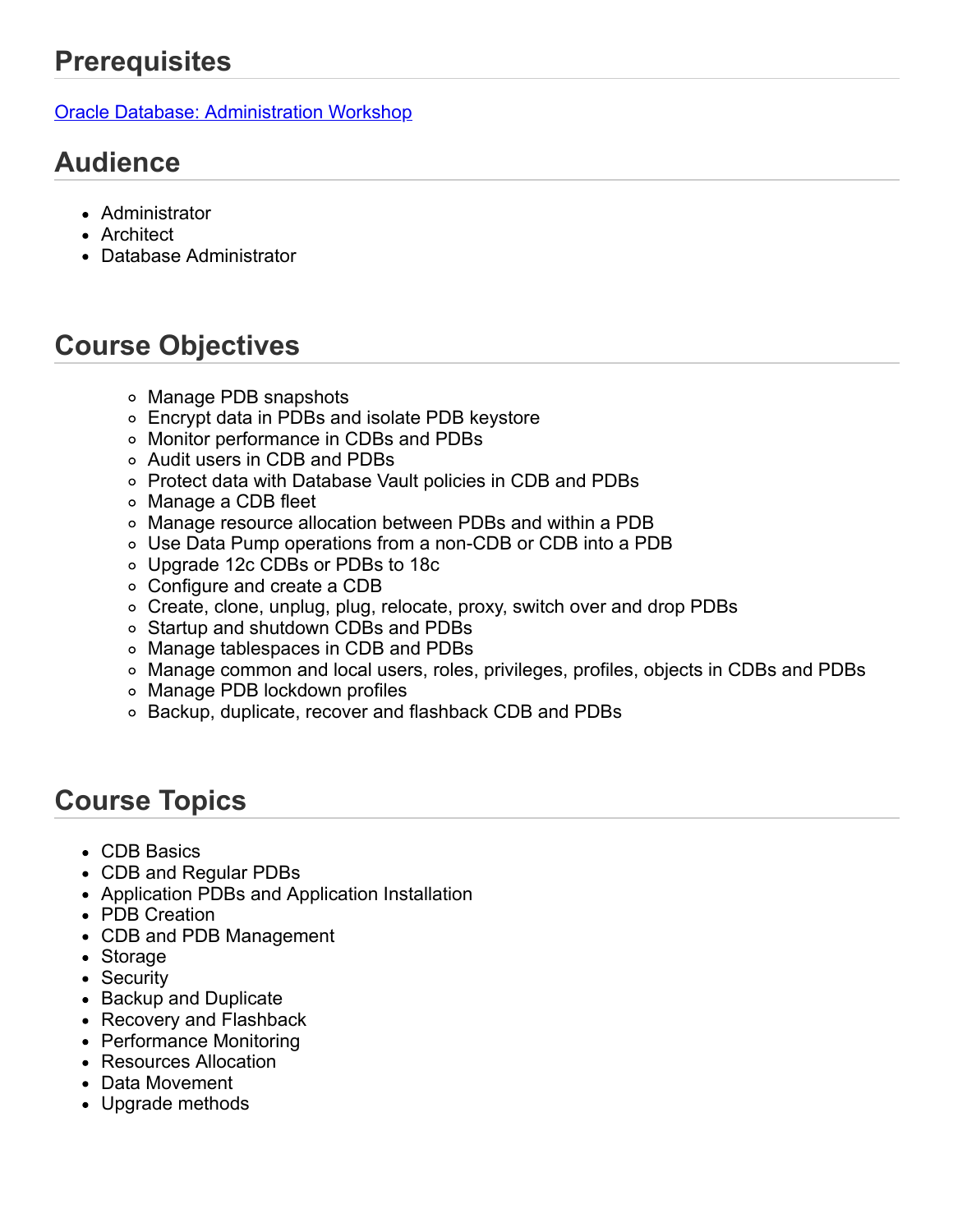## Prerequisites

[Oracle Database: Administration Workshop](#)

## Audience

- Administrator
- Architect
- Database Administrator

## Course Objectives

- Manage PDB snapshots
- Encrypt data in PDBs and isolate PDB keystore
- Monitor performance in CDBs and PDBs
- Audit users in CDB and PDBs
- Protect data with Database Vault policies in CDB and PDBs
- Manage a CDB fleet
- Manage resource allocation between PDBs and within a PDB
- Use Data Pump operations from a non-CDB or CDB into a PDB
- Upgrade 12c CDBs or PDBs to 18c
- Configure and create a CDB
- Create, clone, unplug, plug, relocate, proxy, switch over and drop PDBs
- Startup and shutdown CDBs and PDBs
- Manage tablespaces in CDB and PDBs
- Manage common and local users, roles, privileges, profiles, objects in CDBs and PDBs
- Manage PDB lockdown profiles
- Backup, duplicate, recover and flashback CDB and PDBs

## Course Topics

- CDB Basics
- CDB and Regular PDBs
- Application PDBs and Application Installation
- PDB Creation
- CDB and PDB Management
- Storage
- Security
- Backup and Duplicate
- Recovery and Flashback
- Performance Monitoring
- Resources Allocation
- Data Movement
- Upgrade methods